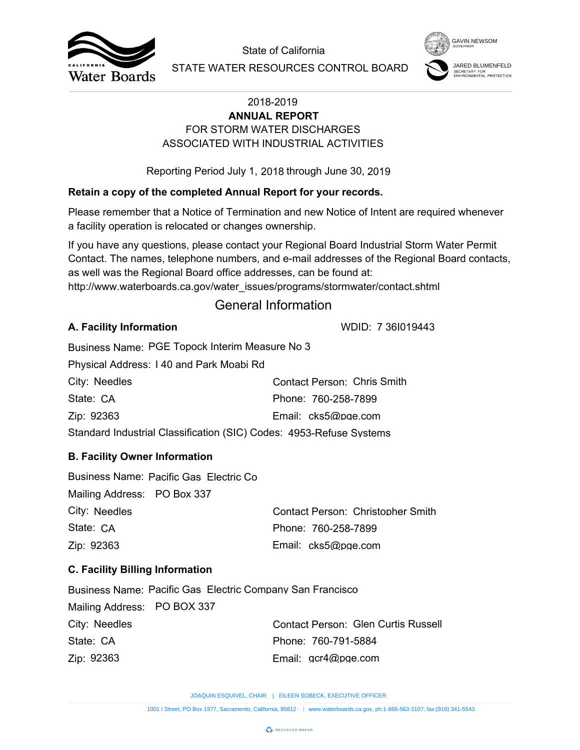State of California

STATE WATER RESOURCES CONTROL BOARD

GAVIN NEWSOM
GOVERNOR

JARED BLUMENFELD
SECRETARY FOR ENVIRONMENTAL PROTECTION

2018-2019

**ANNUAL REPORT**

FOR STORM WATER DISCHARGES ASSOCIATED WITH INDUSTRIAL ACTIVITIES

Reporting Period July 1, 2018 through June 30, 2019

**Retain a copy of the completed Annual Report for your records.**

Please remember that a Notice of Termination and new Notice of Intent are required whenever a facility operation is relocated or changes ownership.

If you have any questions, please contact your Regional Board Industrial Storm Water Permit Contact. The names, telephone numbers, and e-mail addresses of the Regional Board contacts, as well was the Regional Board office addresses, can be found at:
http://www.waterboards.ca.gov/water_issues/programs/stormwater/contact.shtml

# General Information

### A. Facility Information

WDID: 7 36I019443

Business Name: PGE Topock Interim Measure No 3

Physical Address: I 40 and Park Moabi Rd

City: Needles

State: CA

Zip: 92363

Contact Person: Chris Smith

Phone: 760-258-7899

Email: cks5@pge.com

Standard Industrial Classification (SIC) Codes: 4953-Refuse Systems

### B. Facility Owner Information

Business Name: Pacific Gas Electric Co

Mailing Address: PO Box 337

City: Needles

State: CA

Zip: 92363

Contact Person: Christopher Smith

Phone: 760-258-7899

Email: cks5@pge.com

### C. Facility Billing Information

Business Name: Pacific Gas Electric Company San Francisco

Mailing Address: PO BOX 337

City: Needles

State: CA

Zip: 92363

Contact Person: Glen Curtis Russell

Phone: 760-791-5884

Email: gcr4@pge.com

JOAQUIN ESQUIVEL, CHAIR | EILEEN SOBECK, EXECUTIVE OFFICER

1001 I Street, PO Box 1977, Sacramento, California, 95812 | www.waterboards.ca.gov, ph:1-866-563-3107, fax:(916) 341-5543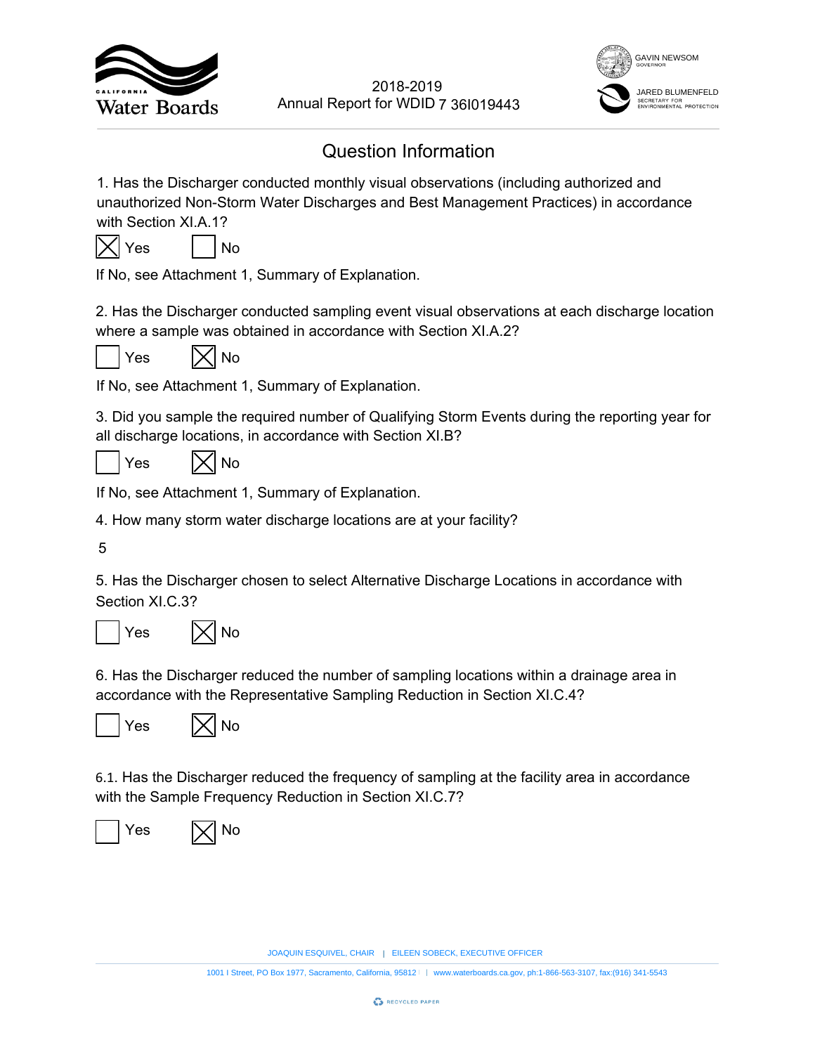2018-2019
Annual Report for WDID 7 36I019443

# Question Information

1. Has the Discharger conducted monthly visual observations (including authorized and unauthorized Non-Storm Water Discharges and Best Management Practices) in accordance with Section XI.A.1?

[X] Yes [ ] No

If No, see Attachment 1, Summary of Explanation.

2. Has the Discharger conducted sampling event visual observations at each discharge location where a sample was obtained in accordance with Section XI.A.2?

[ ] Yes [X] No

If No, see Attachment 1, Summary of Explanation.

3. Did you sample the required number of Qualifying Storm Events during the reporting year for all discharge locations, in accordance with Section XI.B?

[ ] Yes [X] No

If No, see Attachment 1, Summary of Explanation.

4. How many storm water discharge locations are at your facility?

5

5. Has the Discharger chosen to select Alternative Discharge Locations in accordance with Section XI.C.3?

[ ] Yes [X] No

6. Has the Discharger reduced the number of sampling locations within a drainage area in accordance with the Representative Sampling Reduction in Section XI.C.4?

[ ] Yes [X] No

6.1. Has the Discharger reduced the frequency of sampling at the facility area in accordance with the Sample Frequency Reduction in Section XI.C.7?

[ ] Yes [X] No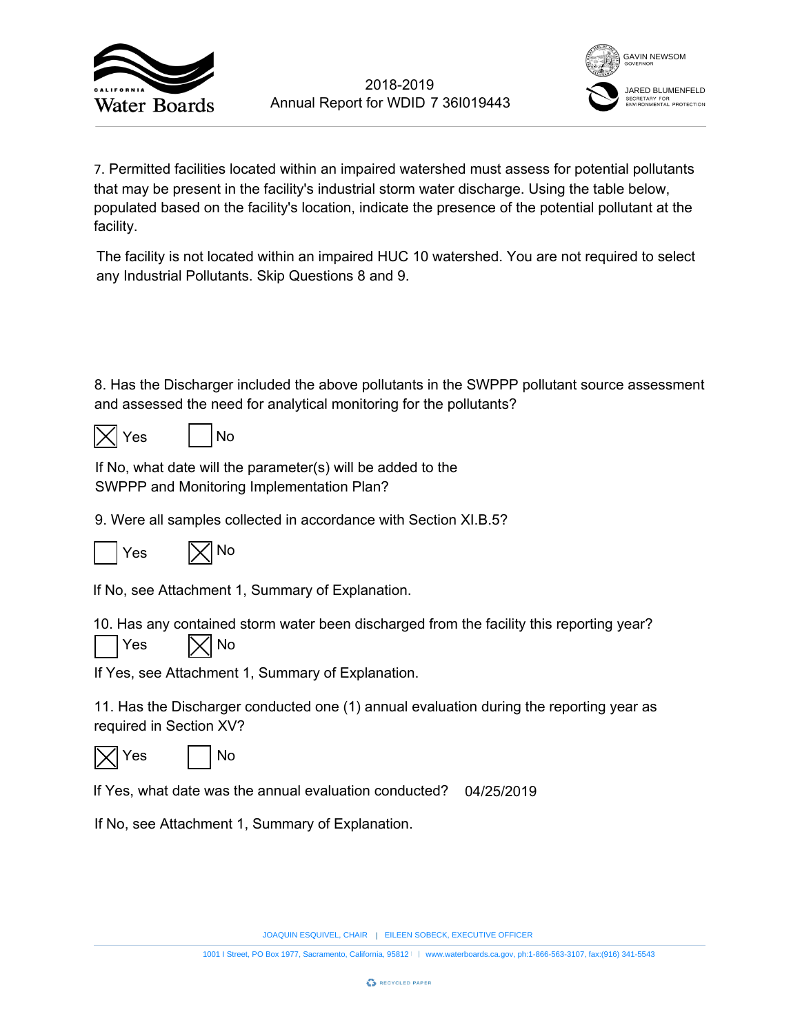7. Permitted facilities located within an impaired watershed must assess for potential pollutants that may be present in the facility's industrial storm water discharge. Using the table below, populated based on the facility's location, indicate the presence of the potential pollutant at the facility.

The facility is not located within an impaired HUC 10 watershed. You are not required to select any Industrial Pollutants. Skip Questions 8 and 9.

8. Has the Discharger included the above pollutants in the SWPPP pollutant source assessment and assessed the need for analytical monitoring for the pollutants?

☒ Yes ☐ No

If No, what date will the parameter(s) will be added to the SWPPP and Monitoring Implementation Plan?

9. Were all samples collected in accordance with Section XI.B.5?

☐ Yes ☒ No

If No, see Attachment 1, Summary of Explanation.

10. Has any contained storm water been discharged from the facility this reporting year?

☐ Yes ☒ No

If Yes, see Attachment 1, Summary of Explanation.

11. Has the Discharger conducted one (1) annual evaluation during the reporting year as required in Section XV?

☒ Yes ☐ No

If Yes, what date was the annual evaluation conducted? 04/25/2019

If No, see Attachment 1, Summary of Explanation.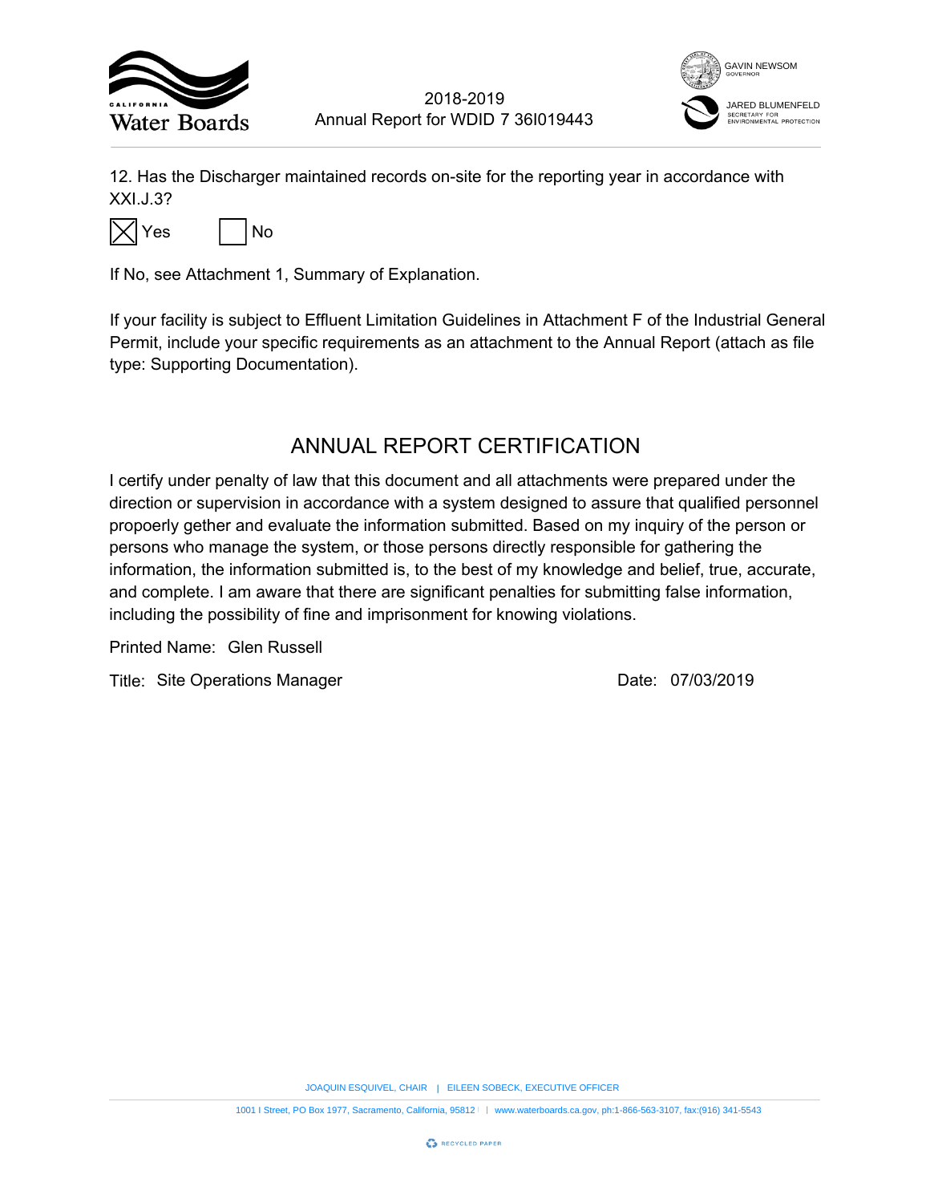12. Has the Discharger maintained records on-site for the reporting year in accordance with XXI.J.3?

☒ Yes ☐ No

If No, see Attachment 1, Summary of Explanation.

If your facility is subject to Effluent Limitation Guidelines in Attachment F of the Industrial General Permit, include your specific requirements as an attachment to the Annual Report (attach as file type: Supporting Documentation).

## ANNUAL REPORT CERTIFICATION

I certify under penalty of law that this document and all attachments were prepared under the direction or supervision in accordance with a system designed to assure that qualified personnel propoerly gether and evaluate the information submitted. Based on my inquiry of the person or persons who manage the system, or those persons directly responsible for gathering the information, the information submitted is, to the best of my knowledge and belief, true, accurate, and complete. I am aware that there are significant penalties for submitting false information, including the possibility of fine and imprisonment for knowing violations.

Printed Name: Glen Russell

Title: Site Operations Manager Date: 07/03/2019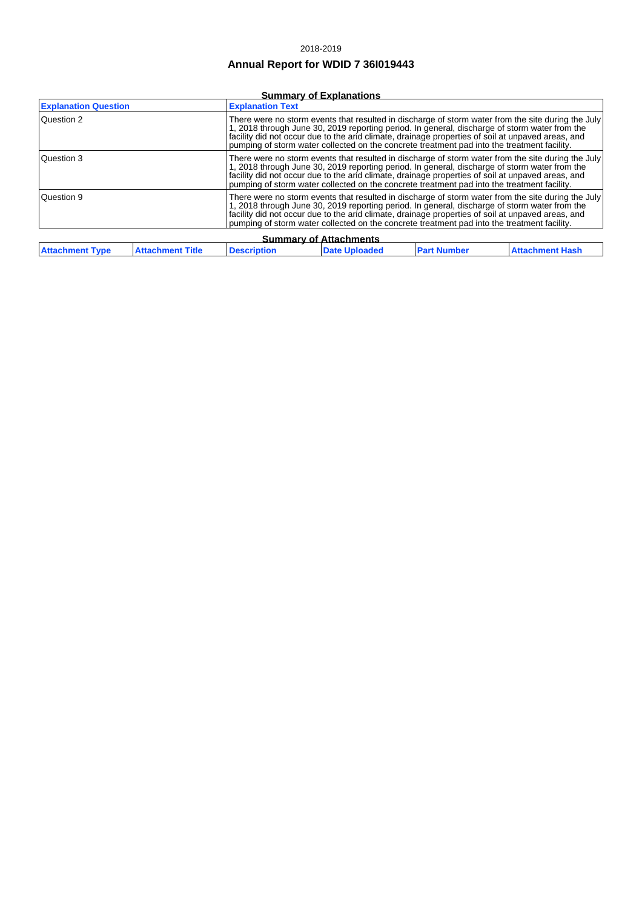2018-2019

# Annual Report for WDID 7 36I019443

## Summary of Explanations

| Explanation Question | Explanation Text |
|---|---|
| Question 2 | There were no storm events that resulted in discharge of storm water from the site during the July 1, 2018 through June 30, 2019 reporting period. In general, discharge of storm water from the facility did not occur due to the arid climate, drainage properties of soil at unpaved areas, and pumping of storm water collected on the concrete treatment pad into the treatment facility. |
| Question 3 | There were no storm events that resulted in discharge of storm water from the site during the July 1, 2018 through June 30, 2019 reporting period. In general, discharge of storm water from the facility did not occur due to the arid climate, drainage properties of soil at unpaved areas, and pumping of storm water collected on the concrete treatment pad into the treatment facility. |
| Question 9 | There were no storm events that resulted in discharge of storm water from the site during the July 1, 2018 through June 30, 2019 reporting period. In general, discharge of storm water from the facility did not occur due to the arid climate, drainage properties of soil at unpaved areas, and pumping of storm water collected on the concrete treatment pad into the treatment facility. |

## Summary of Attachments

| Attachment Type | Attachment Title | Description | Date Uploaded | Part Number | Attachment Hash |
|---|---|---|---|---|---|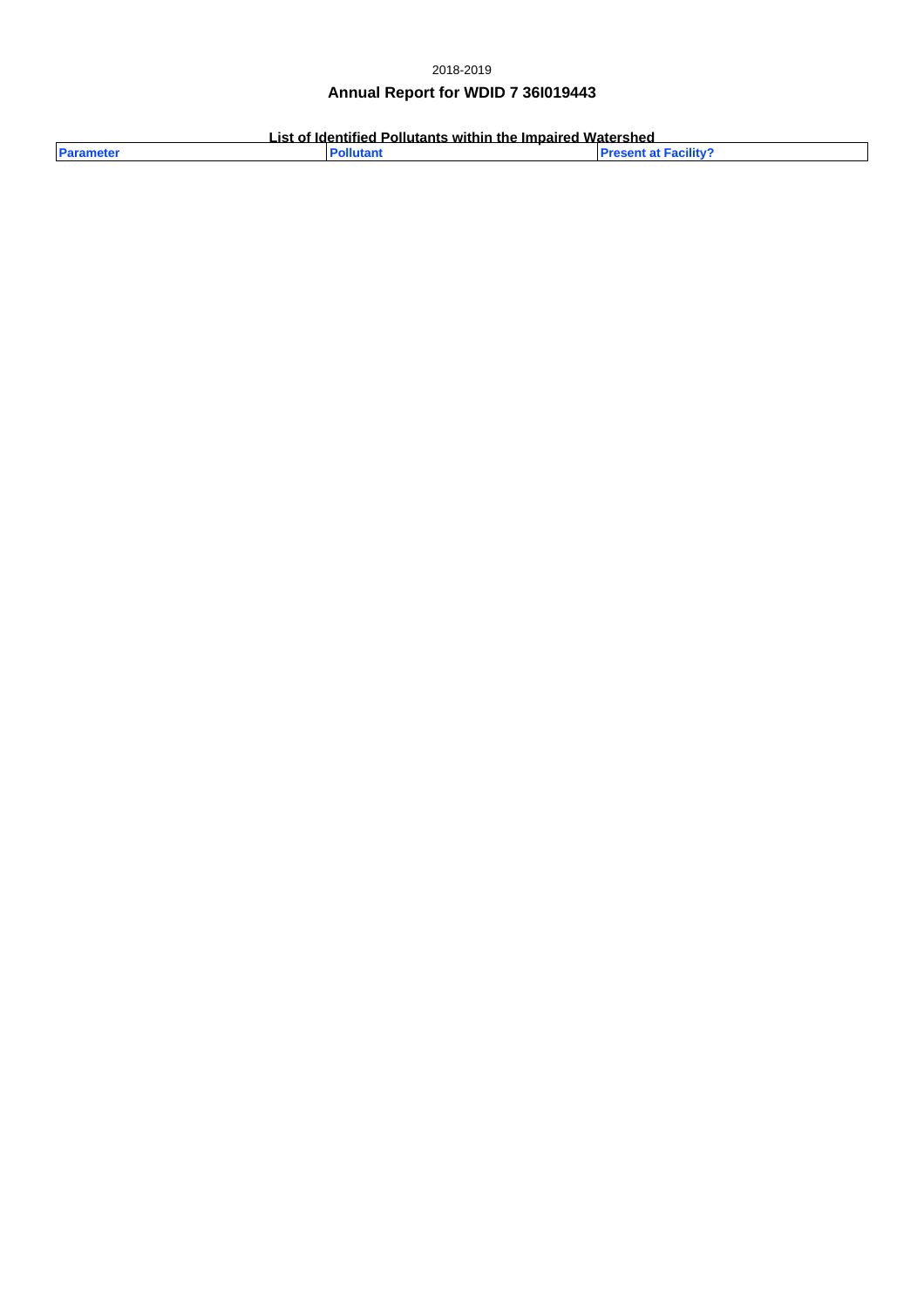2018-2019

# Annual Report for WDID 7 36I019443

## List of Identified Pollutants within the Impaired Watershed

| Parameter | Pollutant | Present at Facility? |
|---|---|---|